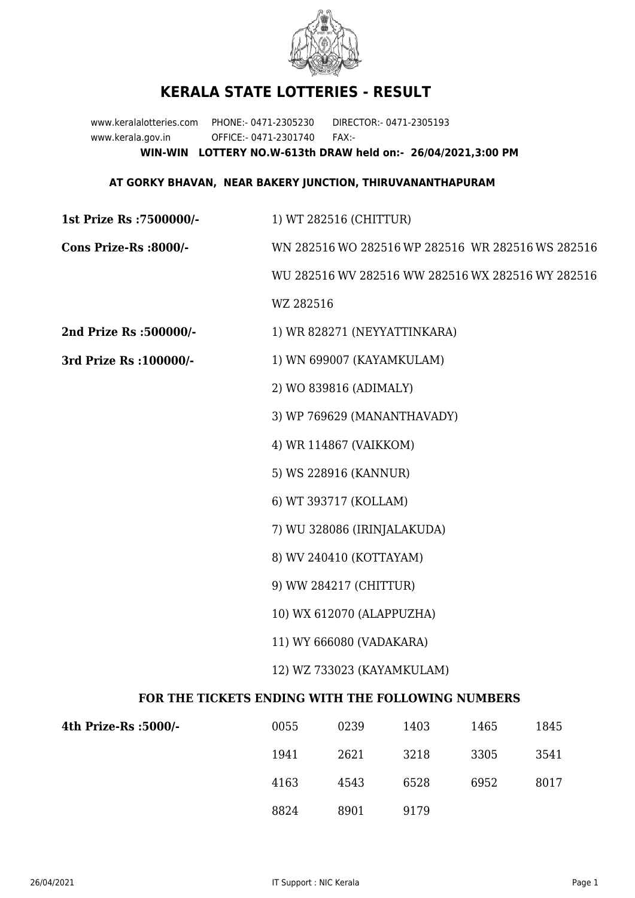# KERALA STATE LOTTERIES - RESULT

www.keralalotteries.com PHONE:- 0471-2305230 DIRECTOR:- 0471-2305193

www.kerala.gov.in OFFICE:- 0471-2301740 FAX:-

**WIN-WIN LOTTERY NO.W-613th DRAW held on:- 26/04/2021,3:00 PM**

**AT GORKY BHAVAN, NEAR BAKERY JUNCTION, THIRUVANANTHAPURAM**

**1st Prize Rs :7500000/-** 1) WT 282516 (CHITTUR)

**Cons Prize-Rs :8000/-** WN 282516 WO 282516 WP 282516 WR 282516 WS 282516 WU 282516 WV 282516 WW 282516 WX 282516 WY 282516 WZ 282516

**2nd Prize Rs :500000/-** 1) WR 828271 (NEYYATTINKARA)

**3rd Prize Rs :100000/-**

1) WN 699007 (KAYAMKULAM)
2) WO 839816 (ADIMALY)
3) WP 769629 (MANANTHAVADY)
4) WR 114867 (VAIKKOM)
5) WS 228916 (KANNUR)
6) WT 393717 (KOLLAM)
7) WU 328086 (IRINJALAKUDA)
8) WV 240410 (KOTTAYAM)
9) WW 284217 (CHITTUR)
10) WX 612070 (ALAPPUZHA)
11) WY 666080 (VADAKARA)
12) WZ 733023 (KAYAMKULAM)

**FOR THE TICKETS ENDING WITH THE FOLLOWING NUMBERS**

**4th Prize-Rs :5000/-**

| | | | | |
|---|---|---|---|---|
| 0055 | 0239 | 1403 | 1465 | 1845 |
| 1941 | 2621 | 3218 | 3305 | 3541 |
| 4163 | 4543 | 6528 | 6952 | 8017 |
| 8824 | 8901 | 9179 | | |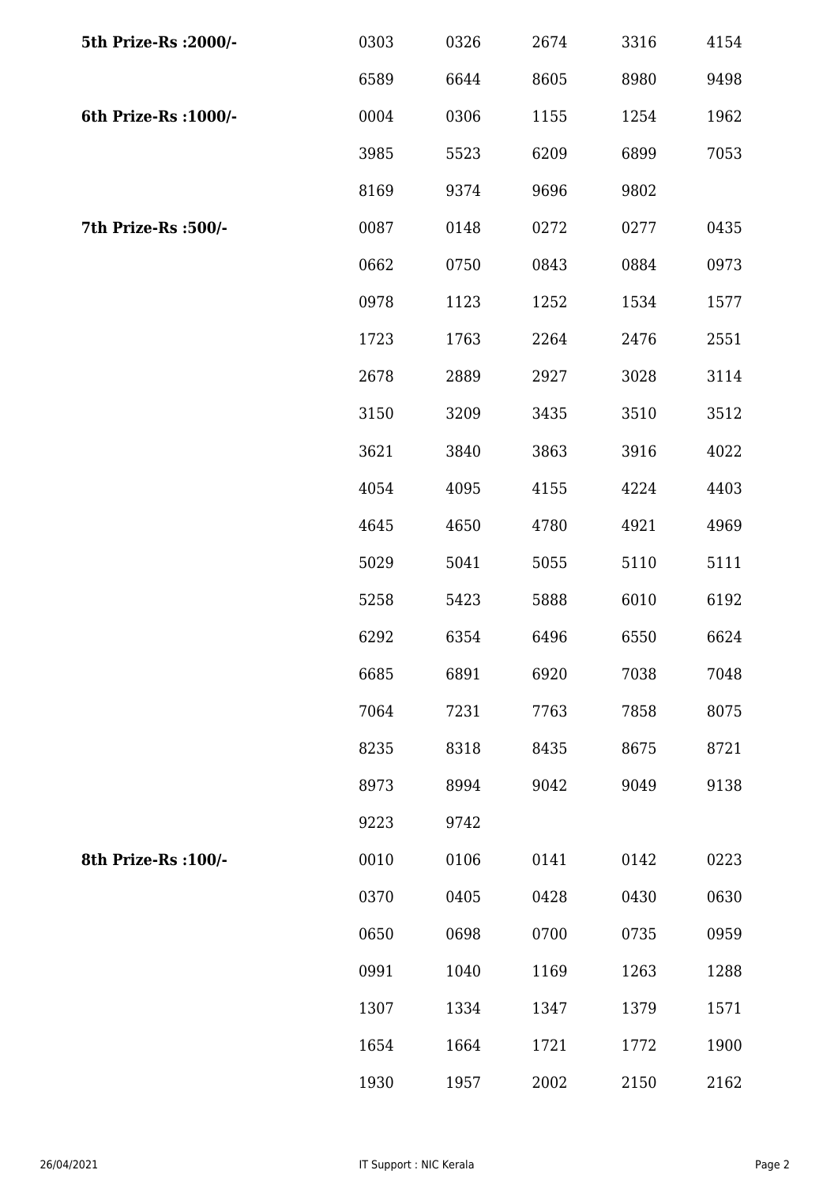| | | | | | |
|---|---|---|---|---|---|
| **5th Prize-Rs :2000/-** | 0303 | 0326 | 2674 | 3316 | 4154 |
| | 6589 | 6644 | 8605 | 8980 | 9498 |
| **6th Prize-Rs :1000/-** | 0004 | 0306 | 1155 | 1254 | 1962 |
| | 3985 | 5523 | 6209 | 6899 | 7053 |
| | 8169 | 9374 | 9696 | 9802 | |
| **7th Prize-Rs :500/-** | 0087 | 0148 | 0272 | 0277 | 0435 |
| | 0662 | 0750 | 0843 | 0884 | 0973 |
| | 0978 | 1123 | 1252 | 1534 | 1577 |
| | 1723 | 1763 | 2264 | 2476 | 2551 |
| | 2678 | 2889 | 2927 | 3028 | 3114 |
| | 3150 | 3209 | 3435 | 3510 | 3512 |
| | 3621 | 3840 | 3863 | 3916 | 4022 |
| | 4054 | 4095 | 4155 | 4224 | 4403 |
| | 4645 | 4650 | 4780 | 4921 | 4969 |
| | 5029 | 5041 | 5055 | 5110 | 5111 |
| | 5258 | 5423 | 5888 | 6010 | 6192 |
| | 6292 | 6354 | 6496 | 6550 | 6624 |
| | 6685 | 6891 | 6920 | 7038 | 7048 |
| | 7064 | 7231 | 7763 | 7858 | 8075 |
| | 8235 | 8318 | 8435 | 8675 | 8721 |
| | 8973 | 8994 | 9042 | 9049 | 9138 |
| | 9223 | 9742 | | | |
| **8th Prize-Rs :100/-** | 0010 | 0106 | 0141 | 0142 | 0223 |
| | 0370 | 0405 | 0428 | 0430 | 0630 |
| | 0650 | 0698 | 0700 | 0735 | 0959 |
| | 0991 | 1040 | 1169 | 1263 | 1288 |
| | 1307 | 1334 | 1347 | 1379 | 1571 |
| | 1654 | 1664 | 1721 | 1772 | 1900 |
| | 1930 | 1957 | 2002 | 2150 | 2162 |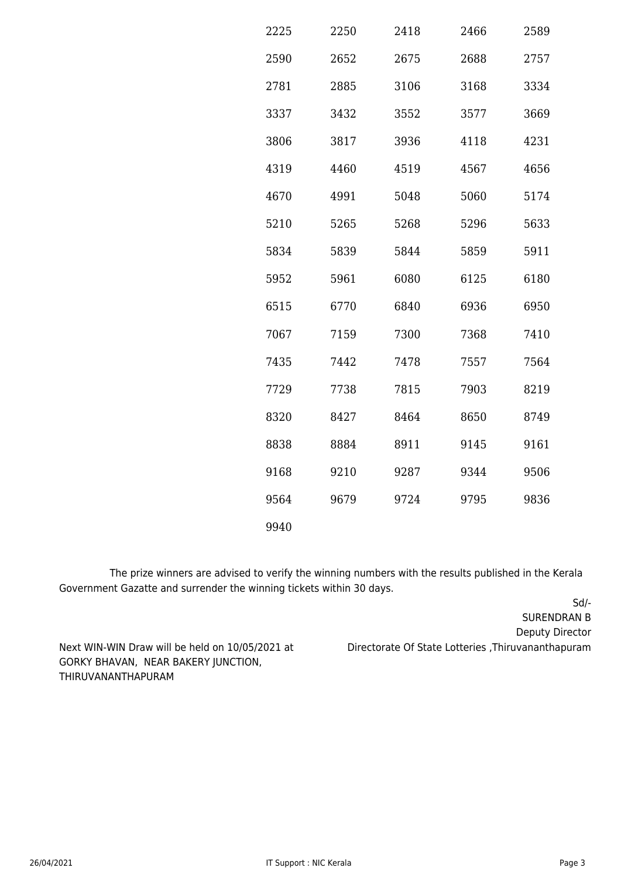| | | | | |
|---|---|---|---|---|
| 2225 | 2250 | 2418 | 2466 | 2589 |
| 2590 | 2652 | 2675 | 2688 | 2757 |
| 2781 | 2885 | 3106 | 3168 | 3334 |
| 3337 | 3432 | 3552 | 3577 | 3669 |
| 3806 | 3817 | 3936 | 4118 | 4231 |
| 4319 | 4460 | 4519 | 4567 | 4656 |
| 4670 | 4991 | 5048 | 5060 | 5174 |
| 5210 | 5265 | 5268 | 5296 | 5633 |
| 5834 | 5839 | 5844 | 5859 | 5911 |
| 5952 | 5961 | 6080 | 6125 | 6180 |
| 6515 | 6770 | 6840 | 6936 | 6950 |
| 7067 | 7159 | 7300 | 7368 | 7410 |
| 7435 | 7442 | 7478 | 7557 | 7564 |
| 7729 | 7738 | 7815 | 7903 | 8219 |
| 8320 | 8427 | 8464 | 8650 | 8749 |
| 8838 | 8884 | 8911 | 9145 | 9161 |
| 9168 | 9210 | 9287 | 9344 | 9506 |
| 9564 | 9679 | 9724 | 9795 | 9836 |
| 9940 | | | | |

The prize winners are advised to verify the winning numbers with the results published in the Kerala Government Gazatte and surrender the winning tickets within 30 days.

Sd/-
SURENDRAN B
Deputy Director
Directorate Of State Lotteries ,Thiruvananthapuram

Next WIN-WIN Draw will be held on 10/05/2021 at GORKY BHAVAN, NEAR BAKERY JUNCTION, THIRUVANANTHAPURAM